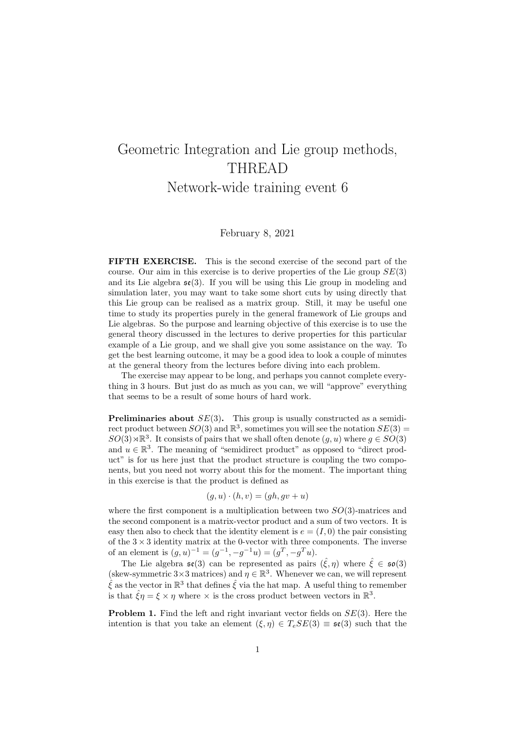# Geometric Integration and Lie group methods, THREAD
## Network-wide training event 6

February 8, 2021

**FIFTH EXERCISE.** This is the second exercise of the second part of the course. Our aim in this exercise is to derive properties of the Lie group $SE(3)$ and its Lie algebra $\mathfrak{se}(3)$. If you will be using this Lie group in modeling and simulation later, you may want to take some short cuts by using directly that this Lie group can be realised as a matrix group. Still, it may be useful one time to study its properties purely in the general framework of Lie groups and Lie algebras. So the purpose and learning objective of this exercise is to use the general theory discussed in the lectures to derive properties for this particular example of a Lie group, and we shall give you some assistance on the way. To get the best learning outcome, it may be a good idea to look a couple of minutes at the general theory from the lectures before diving into each problem.

The exercise may appear to be long, and perhaps you cannot complete everything in 3 hours. But just do as much as you can, we will "approve" everything that seems to be a result of some hours of hard work.

**Preliminaries about $SE(3)$.** This group is usually constructed as a semidirect product between $SO(3)$ and $\mathbb{R}^3$, sometimes you will see the notation $SE(3) = SO(3) \rtimes \mathbb{R}^3$. It consists of pairs that we shall often denote $(g, u)$ where $g \in SO(3)$ and $u \in \mathbb{R}^3$. The meaning of "semidirect product" as opposed to "direct product" is for us here just that the product structure is coupling the two components, but you need not worry about this for the moment. The important thing in this exercise is that the product is defined as

$$(g, u) \cdot (h, v) = (gh, gv + u)$$

where the first component is a multiplication between two $SO(3)$-matrices and the second component is a matrix-vector product and a sum of two vectors. It is easy then also to check that the identity element is $e = (I, 0)$ the pair consisting of the $3 \times 3$ identity matrix at the 0-vector with three components. The inverse of an element is $(g, u)^{-1} = (g^{-1}, -g^{-1}u) = (g^T, -g^T u)$.

The Lie algebra $\mathfrak{se}(3)$ can be represented as pairs $(\hat{\xi}, \eta)$ where $\hat{\xi} \in \mathfrak{so}(3)$ (skew-symmetric $3\times3$ matrices) and $\eta \in \mathbb{R}^3$. Whenever we can, we will represent $\hat{\xi}$ as the vector in $\mathbb{R}^3$ that defines $\hat{\xi}$ via the hat map. A useful thing to remember is that $\hat{\xi}\eta = \xi \times \eta$ where $\times$ is the cross product between vectors in $\mathbb{R}^3$.

**Problem 1.** Find the left and right invariant vector fields on $SE(3)$. Here the intention is that you take an element $(\xi, \eta) \in T_e SE(3) \equiv \mathfrak{se}(3)$ such that the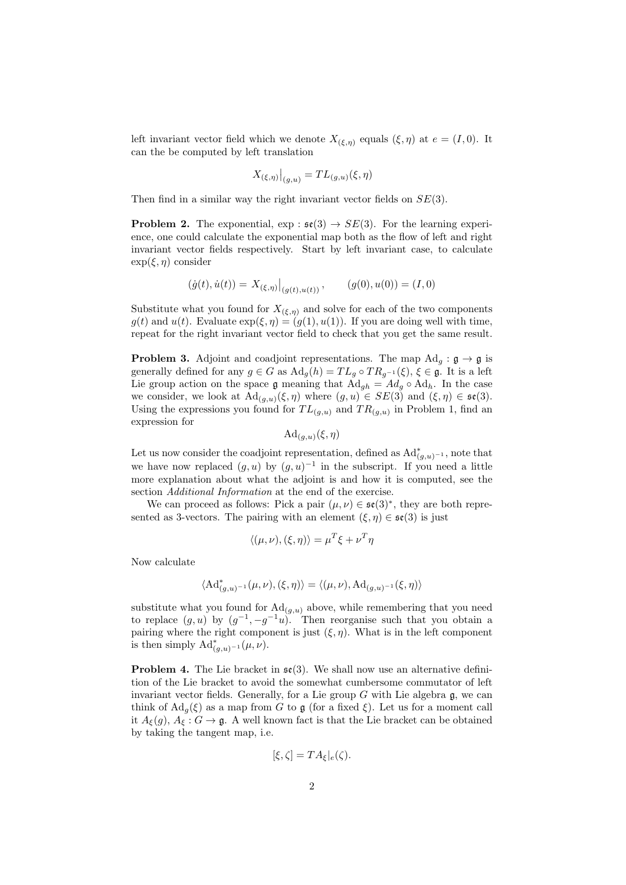left invariant vector field which we denote $X_{(\xi,\eta)}$ equals $(\xi, \eta)$ at $e = (I, 0)$. It can the be computed by left translation

$$X_{(\xi,\eta)}\big|_{(g,u)} = TL_{(g,u)}(\xi, \eta)$$

Then find in a similar way the right invariant vector fields on $SE(3)$.

**Problem 2.** The exponential, $\exp : \mathfrak{se}(3) \to SE(3)$. For the learning experience, one could calculate the exponential map both as the flow of left and right invariant vector fields respectively. Start by left invariant case, to calculate $\exp(\xi, \eta)$ consider

$$(\dot{g}(t), \dot{u}(t)) = X_{(\xi,\eta)}\big|_{(g(t),u(t))}, \qquad (g(0), u(0)) = (I, 0)$$

Substitute what you found for $X_{(\xi,\eta)}$ and solve for each of the two components $g(t)$ and $u(t)$. Evaluate $\exp(\xi, \eta) = (g(1), u(1))$. If you are doing well with time, repeat for the right invariant vector field to check that you get the same result.

**Problem 3.** Adjoint and coadjoint representations. The map $\mathrm{Ad}_g : \mathfrak{g} \to \mathfrak{g}$ is generally defined for any $g \in G$ as $\mathrm{Ad}_g(h) = TL_g \circ TR_{g^{-1}}(\xi)$, $\xi \in \mathfrak{g}$. It is a left Lie group action on the space $\mathfrak{g}$ meaning that $\mathrm{Ad}_{gh} = Ad_g \circ \mathrm{Ad}_h$. In the case we consider, we look at $\mathrm{Ad}_{(g,u)}(\xi, \eta)$ where $(g, u) \in SE(3)$ and $(\xi, \eta) \in \mathfrak{se}(3)$. Using the expressions you found for $TL_{(g,u)}$ and $TR_{(g,u)}$ in Problem 1, find an expression for

$$\mathrm{Ad}_{(g,u)}(\xi, \eta)$$

Let us now consider the coadjoint representation, defined as $\mathrm{Ad}^*_{(g,u)^{-1}}$, note that we have now replaced $(g, u)$ by $(g, u)^{-1}$ in the subscript. If you need a little more explanation about what the adjoint is and how it is computed, see the section *Additional Information* at the end of the exercise.

We can proceed as follows: Pick a pair $(\mu, \nu) \in \mathfrak{se}(3)^*$, they are both represented as 3-vectors. The pairing with an element $(\xi, \eta) \in \mathfrak{se}(3)$ is just

$$\langle (\mu, \nu), (\xi, \eta) \rangle = \mu^T \xi + \nu^T \eta$$

Now calculate

$$\langle \mathrm{Ad}^*_{(g,u)^{-1}}(\mu, \nu), (\xi, \eta) \rangle = \langle (\mu, \nu), \mathrm{Ad}_{(g,u)^{-1}}(\xi, \eta) \rangle$$

substitute what you found for $\mathrm{Ad}_{(g,u)}$ above, while remembering that you need to replace $(g, u)$ by $(g^{-1}, -g^{-1}u)$. Then reorganise such that you obtain a pairing where the right component is just $(\xi, \eta)$. What is in the left component is then simply $\mathrm{Ad}^*_{(g,u)^{-1}}(\mu, \nu)$.

**Problem 4.** The Lie bracket in $\mathfrak{se}(3)$. We shall now use an alternative definition of the Lie bracket to avoid the somewhat cumbersome commutator of left invariant vector fields. Generally, for a Lie group $G$ with Lie algebra $\mathfrak{g}$, we can think of $\mathrm{Ad}_g(\xi)$ as a map from $G$ to $\mathfrak{g}$ (for a fixed $\xi$). Let us for a moment call it $A_\xi(g)$, $A_\xi : G \to \mathfrak{g}$. A well known fact is that the Lie bracket can be obtained by taking the tangent map, i.e.

$$[\xi, \zeta] = TA_\xi|_e(\zeta).$$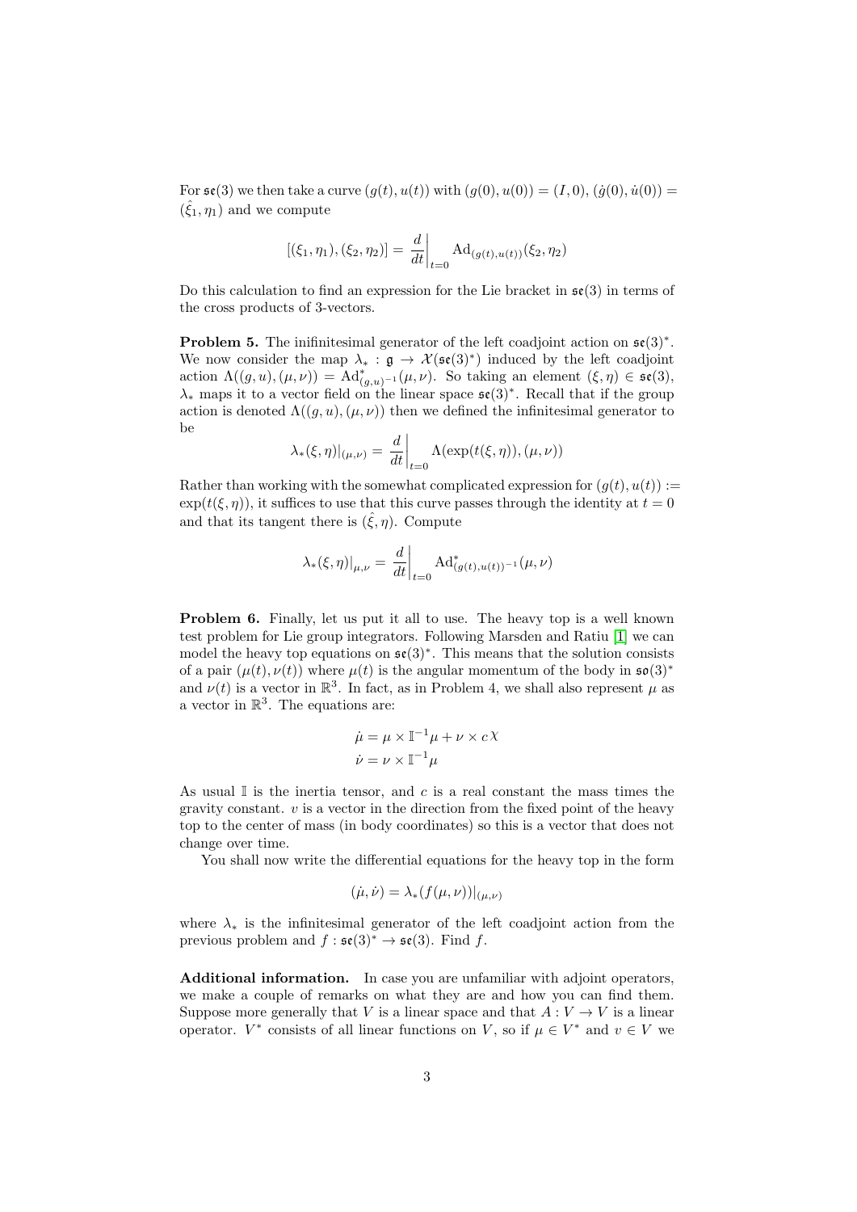For $\mathfrak{se}(3)$ we then take a curve $(g(t), u(t))$ with $(g(0), u(0)) = (I, 0)$, $(\dot{g}(0), \dot{u}(0)) = (\hat{\xi}_1, \eta_1)$ and we compute

$$[(\xi_1, \eta_1), (\xi_2, \eta_2)] = \left.\frac{d}{dt}\right|_{t=0} \mathrm{Ad}_{(g(t),u(t))}(\xi_2, \eta_2)$$

Do this calculation to find an expression for the Lie bracket in $\mathfrak{se}(3)$ in terms of the cross products of 3-vectors.

**Problem 5.** The inifinitesimal generator of the left coadjoint action on $\mathfrak{se}(3)^*$. We now consider the map $\lambda_* : \mathfrak{g} \to \mathcal{X}(\mathfrak{se}(3)^*)$ induced by the left coadjoint action $\Lambda((g, u), (\mu, \nu)) = \mathrm{Ad}^*_{(g,u)^{-1}}(\mu, \nu)$. So taking an element $(\xi, \eta) \in \mathfrak{se}(3)$, $\lambda_*$ maps it to a vector field on the linear space $\mathfrak{se}(3)^*$. Recall that if the group action is denoted $\Lambda((g, u), (\mu, \nu))$ then we defined the infinitesimal generator to be

$$\lambda_*(\xi, \eta)|_{(\mu,\nu)} = \left.\frac{d}{dt}\right|_{t=0} \Lambda(\exp(t(\xi, \eta)), (\mu, \nu))$$

Rather than working with the somewhat complicated expression for $(g(t), u(t)) := \exp(t(\xi, \eta))$, it suffices to use that this curve passes through the identity at $t = 0$ and that its tangent there is $(\hat{\xi}, \eta)$. Compute

$$\lambda_*(\xi, \eta)|_{\mu,\nu} = \left.\frac{d}{dt}\right|_{t=0} \mathrm{Ad}^*_{(g(t),u(t))^{-1}}(\mu, \nu)$$

**Problem 6.** Finally, let us put it all to use. The heavy top is a well known test problem for Lie group integrators. Following Marsden and Ratiu [1] we can model the heavy top equations on $\mathfrak{se}(3)^*$. This means that the solution consists of a pair $(\mu(t), \nu(t))$ where $\mu(t)$ is the angular momentum of the body in $\mathfrak{so}(3)^*$ and $\nu(t)$ is a vector in $\mathbb{R}^3$. In fact, as in Problem 4, we shall also represent $\mu$ as a vector in $\mathbb{R}^3$. The equations are:

$$\dot{\mu} = \mu \times \mathbb{I}^{-1}\mu + \nu \times c\,\chi$$
$$\dot{\nu} = \nu \times \mathbb{I}^{-1}\mu$$

As usual $\mathbb{I}$ is the inertia tensor, and $c$ is a real constant the mass times the gravity constant. $v$ is a vector in the direction from the fixed point of the heavy top to the center of mass (in body coordinates) so this is a vector that does not change over time.

You shall now write the differential equations for the heavy top in the form

$$(\dot{\mu}, \dot{\nu}) = \lambda_*(f(\mu, \nu))|_{(\mu,\nu)}$$

where $\lambda_*$ is the infinitesimal generator of the left coadjoint action from the previous problem and $f : \mathfrak{se}(3)^* \to \mathfrak{se}(3)$. Find $f$.

**Additional information.** In case you are unfamiliar with adjoint operators, we make a couple of remarks on what they are and how you can find them. Suppose more generally that $V$ is a linear space and that $A : V \to V$ is a linear operator. $V^*$ consists of all linear functions on $V$, so if $\mu \in V^*$ and $v \in V$ we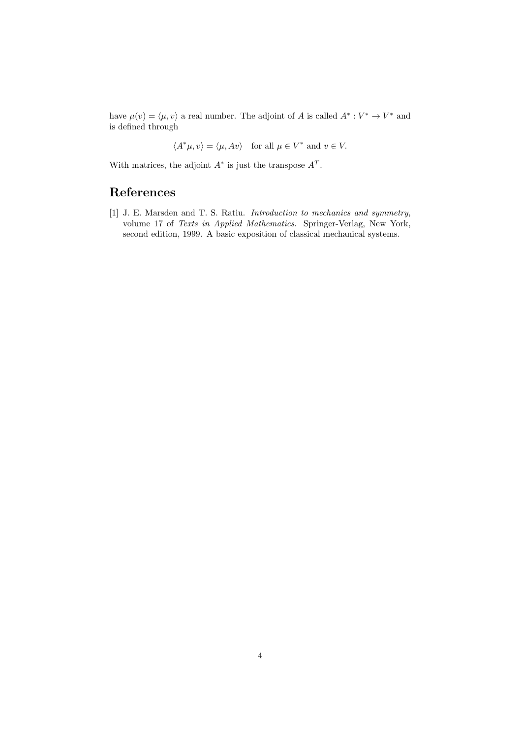have $\mu(v) = \langle \mu, v \rangle$ a real number. The adjoint of $A$ is called $A^* : V^* \to V^*$ and is defined through

$$\langle A^* \mu, v \rangle = \langle \mu, Av \rangle \quad \text{for all } \mu \in V^* \text{ and } v \in V.$$

With matrices, the adjoint $A^*$ is just the transpose $A^T$.

## References

[1] J. E. Marsden and T. S. Ratiu. *Introduction to mechanics and symmetry*, volume 17 of *Texts in Applied Mathematics*. Springer-Verlag, New York, second edition, 1999. A basic exposition of classical mechanical systems.